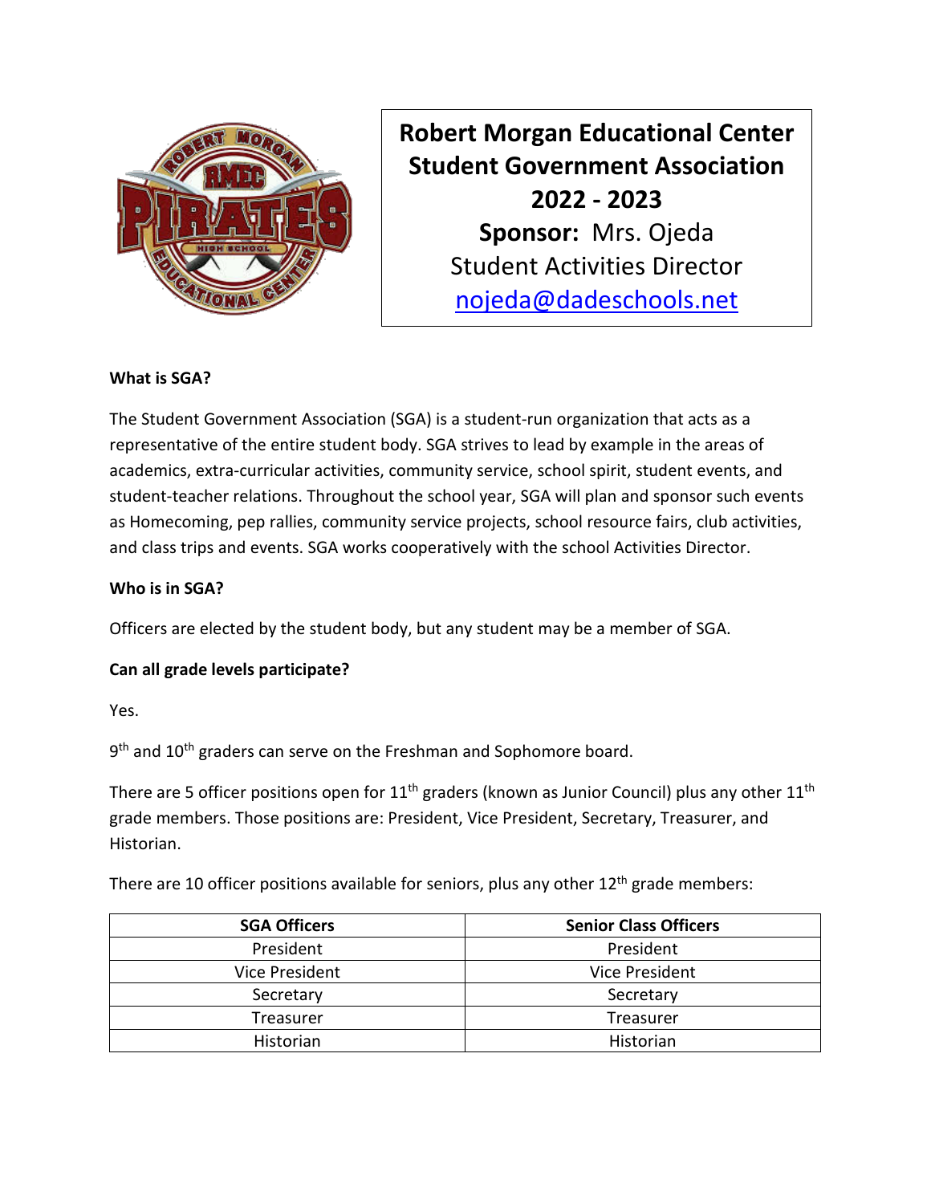# Robert Morgan Educational Center Student Government Association 2022 - 2023

**Sponsor:** Mrs. Ojeda

Student Activities Director

nojeda@dadeschools.net

**What is SGA?**

The Student Government Association (SGA) is a student-run organization that acts as a representative of the entire student body. SGA strives to lead by example in the areas of academics, extra-curricular activities, community service, school spirit, student events, and student-teacher relations. Throughout the school year, SGA will plan and sponsor such events as Homecoming, pep rallies, community service projects, school resource fairs, club activities, and class trips and events. SGA works cooperatively with the school Activities Director.

**Who is in SGA?**

Officers are elected by the student body, but any student may be a member of SGA.

**Can all grade levels participate?**

Yes.

9th and 10th graders can serve on the Freshman and Sophomore board.

There are 5 officer positions open for 11th graders (known as Junior Council) plus any other 11th grade members. Those positions are: President, Vice President, Secretary, Treasurer, and Historian.

There are 10 officer positions available for seniors, plus any other 12th grade members:

| SGA Officers | Senior Class Officers |
|---|---|
| President | President |
| Vice President | Vice President |
| Secretary | Secretary |
| Treasurer | Treasurer |
| Historian | Historian |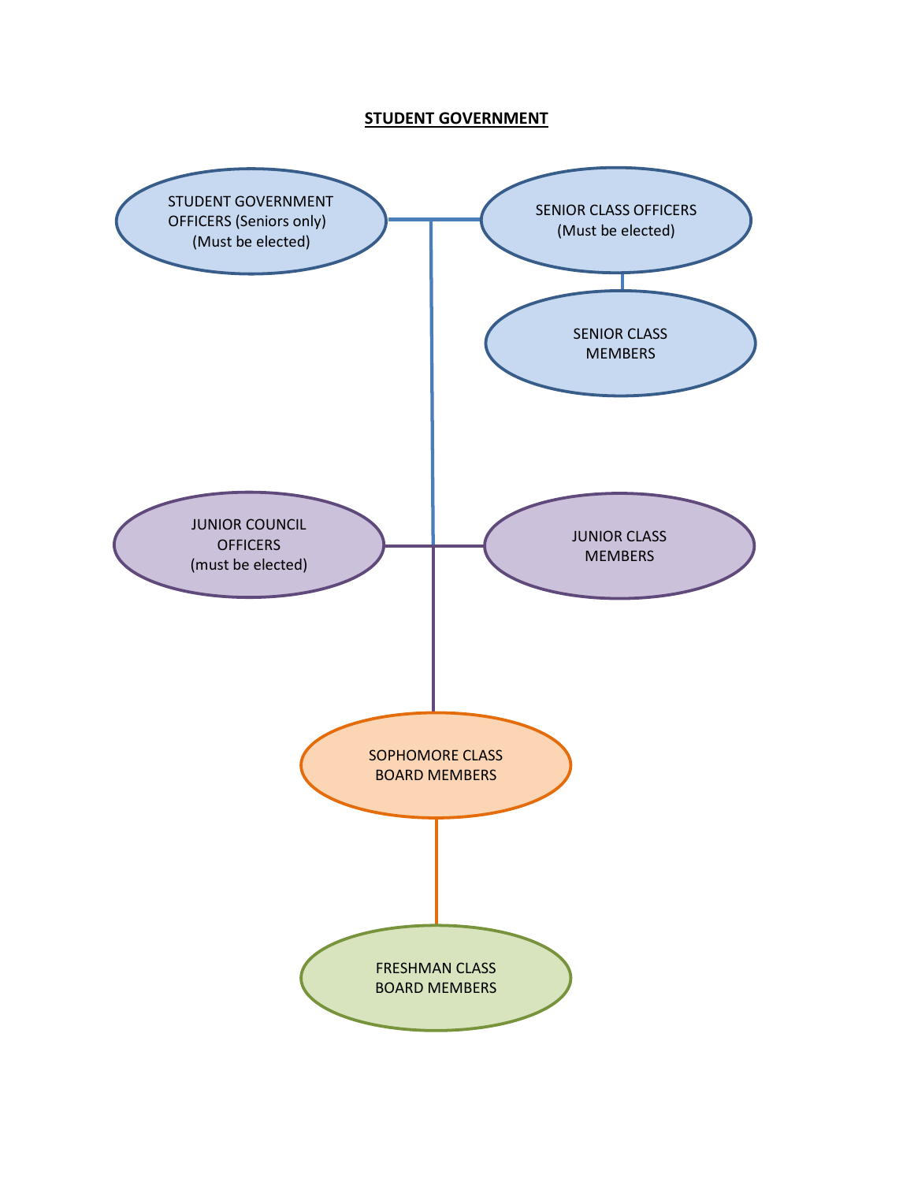**STUDENT GOVERNMENT**

STUDENT GOVERNMENT OFFICERS (Seniors only) (Must be elected)

SENIOR CLASS OFFICERS (Must be elected)

SENIOR CLASS MEMBERS

JUNIOR COUNCIL OFFICERS (must be elected)

JUNIOR CLASS MEMBERS

SOPHOMORE CLASS BOARD MEMBERS

FRESHMAN CLASS BOARD MEMBERS